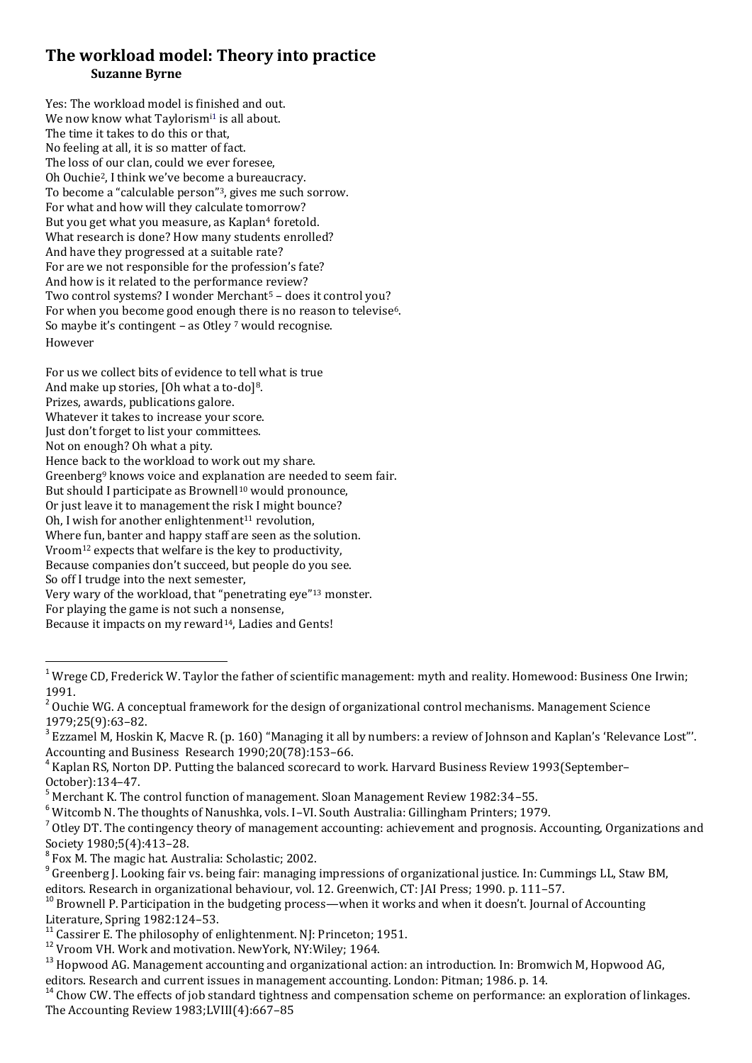# The workload model: Theory into practice

**Suzanne Byrne**

Yes: The workload model is finished and out.
We now know what Taylorism[1] is all about.
The time it takes to do this or that,
No feeling at all, it is so matter of fact.
The loss of our clan, could we ever foresee,
Oh Ouchie[2], I think we've become a bureaucracy.
To become a "calculable person"[3], gives me such sorrow.
For what and how will they calculate tomorrow?
But you get what you measure, as Kaplan[4] foretold.
What research is done? How many students enrolled?
And have they progressed at a suitable rate?
For are we not responsible for the profession's fate?
And how is it related to the performance review?
Two control systems? I wonder Merchant[5] – does it control you?
For when you become good enough there is no reason to televise[6].
So maybe it's contingent – as Otley [7] would recognise.
However

For us we collect bits of evidence to tell what is true
And make up stories, [Oh what a to-do][8].
Prizes, awards, publications galore.
Whatever it takes to increase your score.
Just don't forget to list your committees.
Not on enough? Oh what a pity.
Hence back to the workload to work out my share.
Greenberg[9] knows voice and explanation are needed to seem fair.
But should I participate as Brownell[10] would pronounce,
Or just leave it to management the risk I might bounce?
Oh, I wish for another enlightenment[11] revolution,
Where fun, banter and happy staff are seen as the solution.
Vroom[12] expects that welfare is the key to productivity,
Because companies don't succeed, but people do you see.
So off I trudge into the next semester,
Very wary of the workload, that "penetrating eye"[13] monster.
For playing the game is not such a nonsense,
Because it impacts on my reward[14], Ladies and Gents!

---

[1] Wrege CD, Frederick W. Taylor the father of scientific management: myth and reality. Homewood: Business One Irwin; 1991.

[2] Ouchie WG. A conceptual framework for the design of organizational control mechanisms. Management Science 1979;25(9):63–82.

[3] Ezzamel M, Hoskin K, Macve R. (p. 160) "Managing it all by numbers: a review of Johnson and Kaplan's 'Relevance Lost'". Accounting and Business Research 1990;20(78):153–66.

[4] Kaplan RS, Norton DP. Putting the balanced scorecard to work. Harvard Business Review 1993(September–October):134–47.

[5] Merchant K. The control function of management. Sloan Management Review 1982:34–55.

[6] Witcomb N. The thoughts of Nanushka, vols. I–VI. South Australia: Gillingham Printers; 1979.

[7] Otley DT. The contingency theory of management accounting: achievement and prognosis. Accounting, Organizations and Society 1980;5(4):413–28.

[8] Fox M. The magic hat. Australia: Scholastic; 2002.

[9] Greenberg J. Looking fair vs. being fair: managing impressions of organizational justice. In: Cummings LL, Staw BM, editors. Research in organizational behaviour, vol. 12. Greenwich, CT: JAI Press; 1990. p. 111–57.

[10] Brownell P. Participation in the budgeting process—when it works and when it doesn't. Journal of Accounting Literature, Spring 1982:124–53.

[11] Cassirer E. The philosophy of enlightenment. NJ: Princeton; 1951.

[12] Vroom VH. Work and motivation. NewYork, NY:Wiley; 1964.

[13] Hopwood AG. Management accounting and organizational action: an introduction. In: Bromwich M, Hopwood AG, editors. Research and current issues in management accounting. London: Pitman; 1986. p. 14.

[14] Chow CW. The effects of job standard tightness and compensation scheme on performance: an exploration of linkages. The Accounting Review 1983;LVIII(4):667–85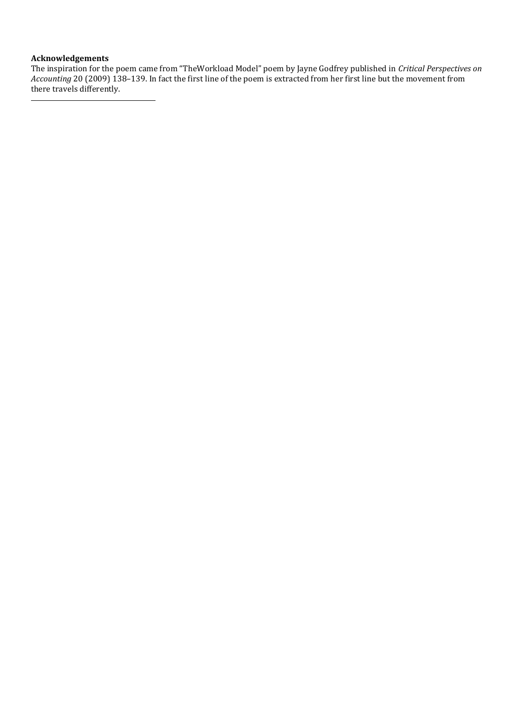**Acknowledgements**

The inspiration for the poem came from "TheWorkload Model" poem by Jayne Godfrey published in *Critical Perspectives on Accounting* 20 (2009) 138–139. In fact the first line of the poem is extracted from her first line but the movement from there travels differently.